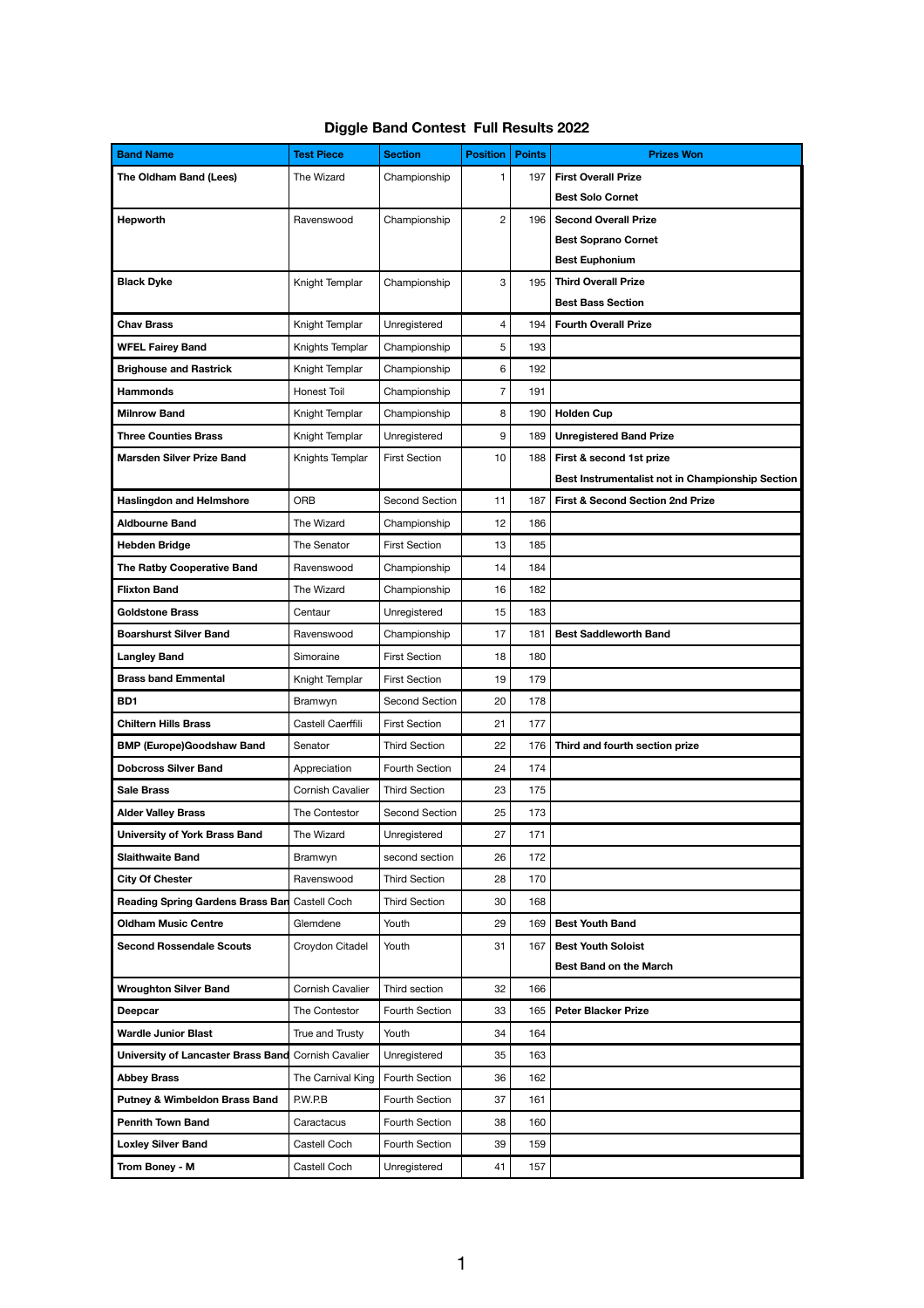# Diggle Band Contest Full Results 2022

| Band Name | Test Piece | Section | Position | Points | Prizes Won |
|---|---|---|---|---|---|
| **The Oldham Band (Lees)** | The Wizard | Championship | 1 | 197 | **First Overall Prize**<br>**Best Solo Cornet** |
| **Hepworth** | Ravenswood | Championship | 2 | 196 | **Second Overall Prize**<br>**Best Soprano Cornet**<br>**Best Euphonium** |
| **Black Dyke** | Knight Templar | Championship | 3 | 195 | **Third Overall Prize**<br>**Best Bass Section** |
| **Chav Brass** | Knight Templar | Unregistered | 4 | 194 | **Fourth Overall Prize** |
| **WFEL Fairey Band** | Knights Templar | Championship | 5 | 193 | |
| **Brighouse and Rastrick** | Knight Templar | Championship | 6 | 192 | |
| **Hammonds** | Honest Toil | Championship | 7 | 191 | |
| **Milnrow Band** | Knight Templar | Championship | 8 | 190 | **Holden Cup** |
| **Three Counties Brass** | Knight Templar | Unregistered | 9 | 189 | **Unregistered Band Prize** |
| **Marsden Silver Prize Band** | Knights Templar | First Section | 10 | 188 | **First & second 1st prize**<br>**Best Instrumentalist not in Championship Section** |
| **Haslingdon and Helmshore** | ORB | Second Section | 11 | 187 | **First & Second Section 2nd Prize** |
| **Aldbourne Band** | The Wizard | Championship | 12 | 186 | |
| **Hebden Bridge** | The Senator | First Section | 13 | 185 | |
| **The Ratby Cooperative Band** | Ravenswood | Championship | 14 | 184 | |
| **Flixton Band** | The Wizard | Championship | 16 | 182 | |
| **Goldstone Brass** | Centaur | Unregistered | 15 | 183 | |
| **Boarshurst Silver Band** | Ravenswood | Championship | 17 | 181 | **Best Saddleworth Band** |
| **Langley Band** | Simoraine | First Section | 18 | 180 | |
| **Brass band Emmental** | Knight Templar | First Section | 19 | 179 | |
| **BD1** | Bramwyn | Second Section | 20 | 178 | |
| **Chiltern Hills Brass** | Castell Caerffili | First Section | 21 | 177 | |
| **BMP (Europe)Goodshaw Band** | Senator | Third Section | 22 | 176 | **Third and fourth section prize** |
| **Dobcross Silver Band** | Appreciation | Fourth Section | 24 | 174 | |
| **Sale Brass** | Cornish Cavalier | Third Section | 23 | 175 | |
| **Alder Valley Brass** | The Contestor | Second Section | 25 | 173 | |
| **University of York Brass Band** | The Wizard | Unregistered | 27 | 171 | |
| **Slaithwaite Band** | Bramwyn | second section | 26 | 172 | |
| **City Of Chester** | Ravenswood | Third Section | 28 | 170 | |
| **Reading Spring Gardens Brass Ban** | Castell Coch | Third Section | 30 | 168 | |
| **Oldham Music Centre** | Glemdene | Youth | 29 | 169 | **Best Youth Band** |
| **Second Rossendale Scouts** | Croydon Citadel | Youth | 31 | 167 | **Best Youth Soloist**<br>**Best Band on the March** |
| **Wroughton Silver Band** | Cornish Cavalier | Third section | 32 | 166 | |
| **Deepcar** | The Contestor | Fourth Section | 33 | 165 | **Peter Blacker Prize** |
| **Wardle Junior Blast** | True and Trusty | Youth | 34 | 164 | |
| **University of Lancaster Brass Band** | Cornish Cavalier | Unregistered | 35 | 163 | |
| **Abbey Brass** | The Carnival King | Fourth Section | 36 | 162 | |
| **Putney & Wimbeldon Brass Band** | P.W.P.B | Fourth Section | 37 | 161 | |
| **Penrith Town Band** | Caractacus | Fourth Section | 38 | 160 | |
| **Loxley Silver Band** | Castell Coch | Fourth Section | 39 | 159 | |
| **Trom Boney - M** | Castell Coch | Unregistered | 41 | 157 | |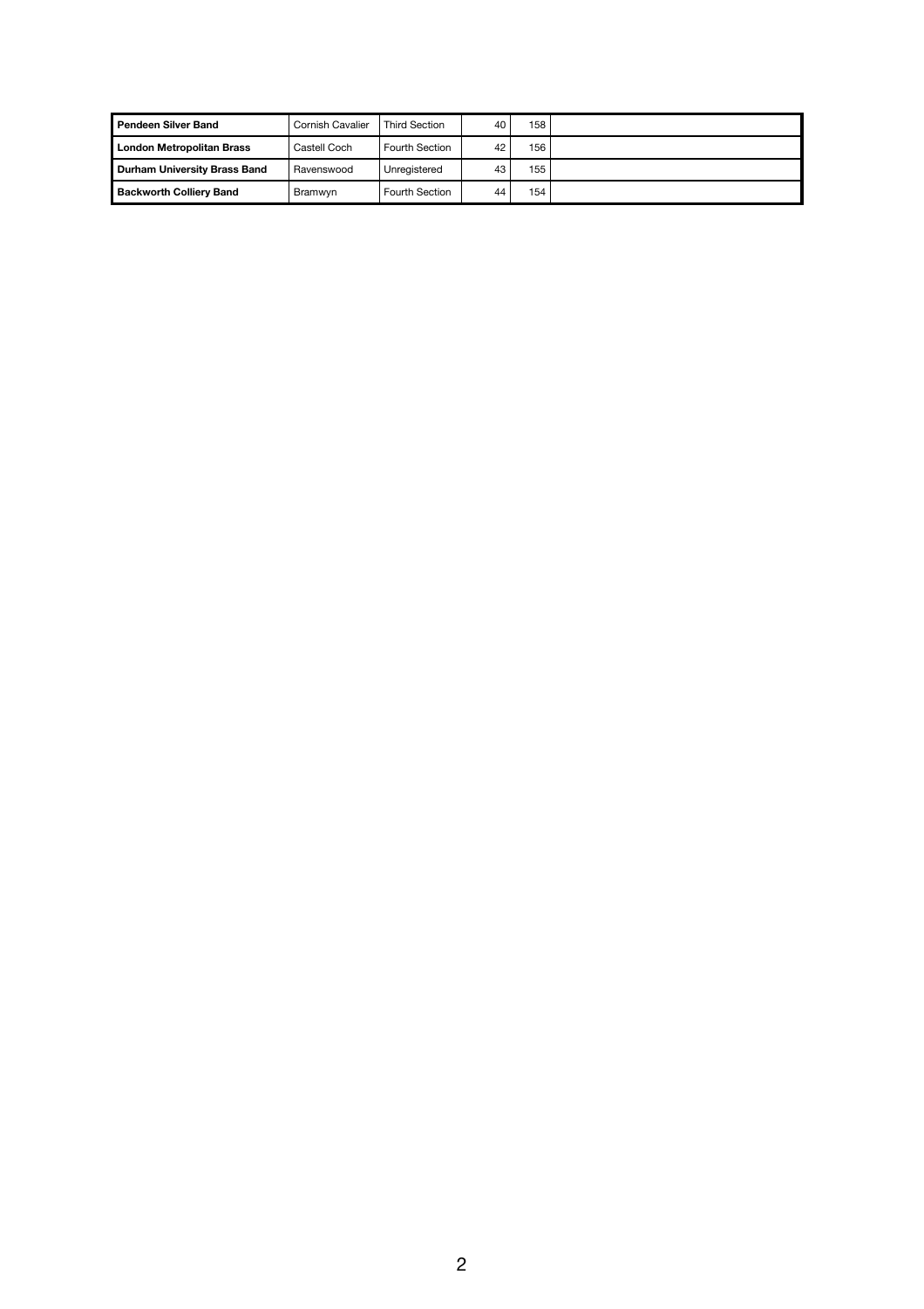| | | | | | |
|---|---|---|---|---|---|
| **Pendeen Silver Band** | Cornish Cavalier | Third Section | 40 | 158 | |
| **London Metropolitan Brass** | Castell Coch | Fourth Section | 42 | 156 | |
| **Durham University Brass Band** | Ravenswood | Unregistered | 43 | 155 | |
| **Backworth Colliery Band** | Bramwyn | Fourth Section | 44 | 154 | |